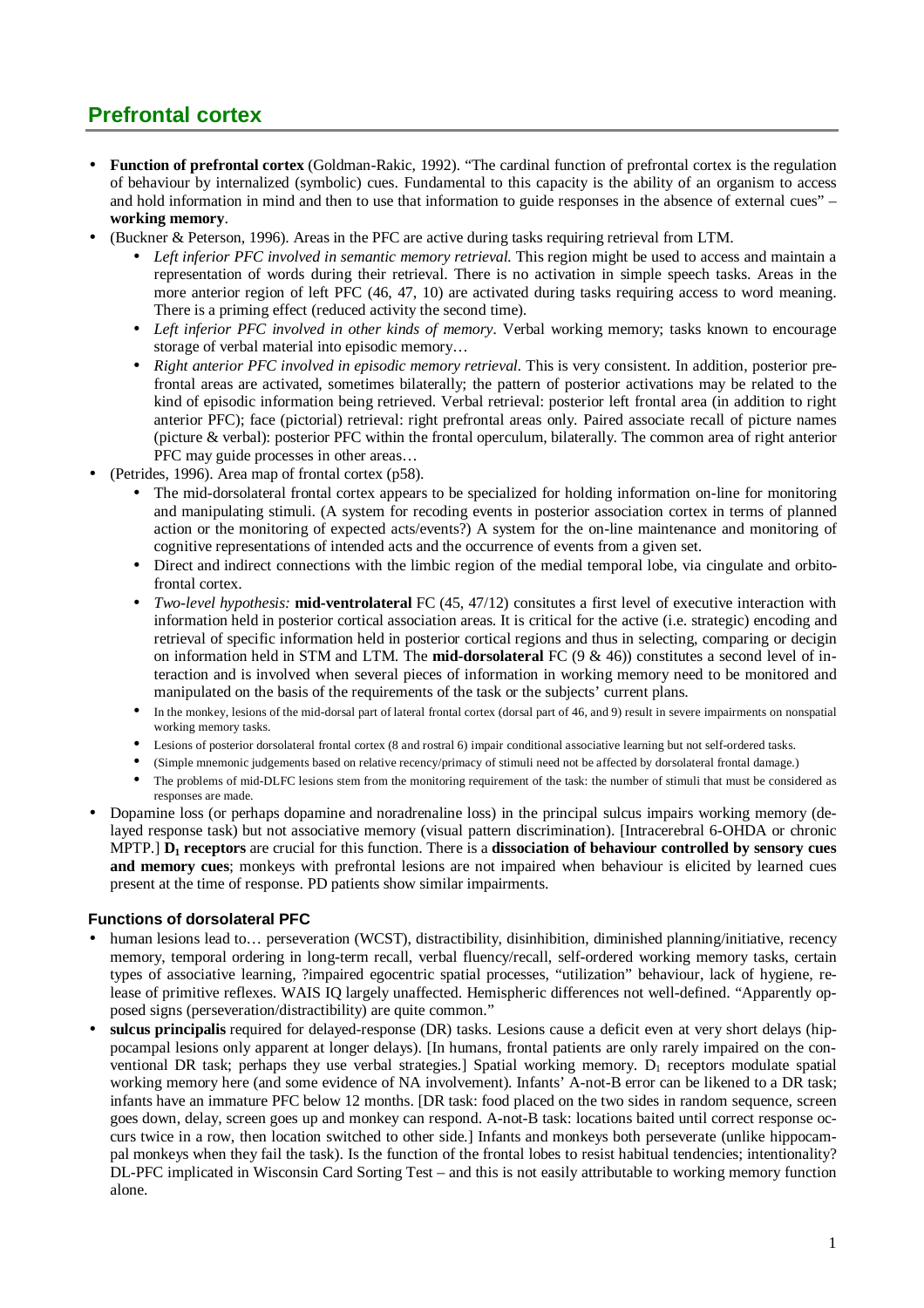# Prefrontal cortex

- **Function of prefrontal cortex** (Goldman-Rakic, 1992). "The cardinal function of prefrontal cortex is the regulation of behaviour by internalized (symbolic) cues. Fundamental to this capacity is the ability of an organism to access and hold information in mind and then to use that information to guide responses in the absence of external cues" – **working memory**.
- (Buckner & Peterson, 1996). Areas in the PFC are active during tasks requiring retrieval from LTM.
    - *Left inferior PFC involved in semantic memory retrieval.* This region might be used to access and maintain a representation of words during their retrieval. There is no activation in simple speech tasks. Areas in the more anterior region of left PFC (46, 47, 10) are activated during tasks requiring access to word meaning. There is a priming effect (reduced activity the second time).
    - *Left inferior PFC involved in other kinds of memory.* Verbal working memory; tasks known to encourage storage of verbal material into episodic memory…
    - *Right anterior PFC involved in episodic memory retrieval.* This is very consistent. In addition, posterior prefrontal areas are activated, sometimes bilaterally; the pattern of posterior activations may be related to the kind of episodic information being retrieved. Verbal retrieval: posterior left frontal area (in addition to right anterior PFC); face (pictorial) retrieval: right prefrontal areas only. Paired associate recall of picture names (picture & verbal): posterior PFC within the frontal operculum, bilaterally. The common area of right anterior PFC may guide processes in other areas…
- (Petrides, 1996). Area map of frontal cortex (p58).
    - The mid-dorsolateral frontal cortex appears to be specialized for holding information on-line for monitoring and manipulating stimuli. (A system for recoding events in posterior association cortex in terms of planned action or the monitoring of expected acts/events?) A system for the on-line maintenance and monitoring of cognitive representations of intended acts and the occurrence of events from a given set.
    - Direct and indirect connections with the limbic region of the medial temporal lobe, via cingulate and orbitofrontal cortex.
    - *Two-level hypothesis:* **mid-ventrolateral** FC (45, 47/12) consitutes a first level of executive interaction with information held in posterior cortical association areas. It is critical for the active (i.e. strategic) encoding and retrieval of specific information held in posterior cortical regions and thus in selecting, comparing or decigin on information held in STM and LTM. The **mid-dorsolateral** FC (9 & 46)) constitutes a second level of interaction and is involved when several pieces of information in working memory need to be monitored and manipulated on the basis of the requirements of the task or the subjects' current plans.
    - In the monkey, lesions of the mid-dorsal part of lateral frontal cortex (dorsal part of 46, and 9) result in severe impairments on nonspatial working memory tasks.
    - Lesions of posterior dorsolateral frontal cortex (8 and rostral 6) impair conditional associative learning but not self-ordered tasks.
    - (Simple mnemonic judgements based on relative recency/primacy of stimuli need not be affected by dorsolateral frontal damage.)
    - The problems of mid-DLFC lesions stem from the monitoring requirement of the task: the number of stimuli that must be considered as responses are made.
- Dopamine loss (or perhaps dopamine and noradrenaline loss) in the principal sulcus impairs working memory (delayed response task) but not associative memory (visual pattern discrimination). [Intracerebral 6-OHDA or chronic MPTP.] **$D_1$ receptors** are crucial for this function. There is a **dissociation of behaviour controlled by sensory cues and memory cues**; monkeys with prefrontal lesions are not impaired when behaviour is elicited by learned cues present at the time of response. PD patients show similar impairments.

### Functions of dorsolateral PFC

- human lesions lead to… perseveration (WCST), distractibility, disinhibition, diminished planning/initiative, recency memory, temporal ordering in long-term recall, verbal fluency/recall, self-ordered working memory tasks, certain types of associative learning, ?impaired egocentric spatial processes, "utilization" behaviour, lack of hygiene, release of primitive reflexes. WAIS IQ largely unaffected. Hemispheric differences not well-defined. "Apparently opposed signs (perseveration/distractibility) are quite common."
- **sulcus principalis** required for delayed-response (DR) tasks. Lesions cause a deficit even at very short delays (hippocampal lesions only apparent at longer delays). [In humans, frontal patients are only rarely impaired on the conventional DR task; perhaps they use verbal strategies.] Spatial working memory. $D_1$ receptors modulate spatial working memory here (and some evidence of NA involvement). Infants' A-not-B error can be likened to a DR task; infants have an immature PFC below 12 months. [DR task: food placed on the two sides in random sequence, screen goes down, delay, screen goes up and monkey can respond. A-not-B task: locations baited until correct response occurs twice in a row, then location switched to other side.] Infants and monkeys both perseverate (unlike hippocampal monkeys when they fail the task). Is the function of the frontal lobes to resist habitual tendencies; intentionality? DL-PFC implicated in Wisconsin Card Sorting Test – and this is not easily attributable to working memory function alone.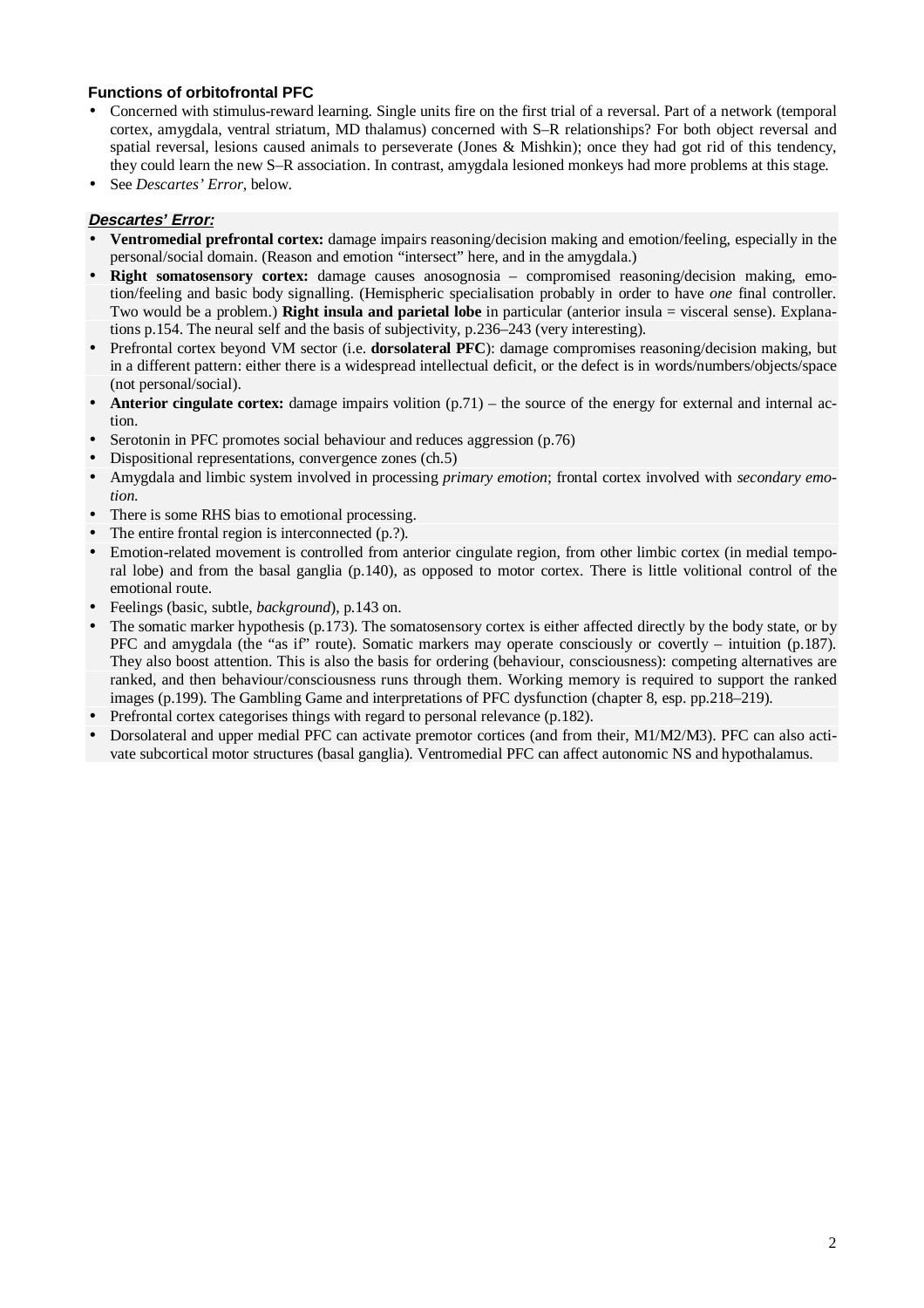### Functions of orbitofrontal PFC

- Concerned with stimulus-reward learning. Single units fire on the first trial of a reversal. Part of a network (temporal cortex, amygdala, ventral striatum, MD thalamus) concerned with S–R relationships? For both object reversal and spatial reversal, lesions caused animals to perseverate (Jones & Mishkin); once they had got rid of this tendency, they could learn the new S–R association. In contrast, amygdala lesioned monkeys had more problems at this stage.
- See *Descartes' Error*, below.

### ***Descartes' Error:***

- **Ventromedial prefrontal cortex:** damage impairs reasoning/decision making and emotion/feeling, especially in the personal/social domain. (Reason and emotion "intersect" here, and in the amygdala.)
- **Right somatosensory cortex:** damage causes anosognosia – compromised reasoning/decision making, emotion/feeling and basic body signalling. (Hemispheric specialisation probably in order to have *one* final controller. Two would be a problem.) **Right insula and parietal lobe** in particular (anterior insula = visceral sense). Explanations p.154. The neural self and the basis of subjectivity, p.236–243 (very interesting).
- Prefrontal cortex beyond VM sector (i.e. **dorsolateral PFC**): damage compromises reasoning/decision making, but in a different pattern: either there is a widespread intellectual deficit, or the defect is in words/numbers/objects/space (not personal/social).
- **Anterior cingulate cortex:** damage impairs volition (p.71) – the source of the energy for external and internal action.
- Serotonin in PFC promotes social behaviour and reduces aggression (p.76)
- Dispositional representations, convergence zones (ch.5)
- Amygdala and limbic system involved in processing *primary emotion*; frontal cortex involved with *secondary emotion.*
- There is some RHS bias to emotional processing.
- The entire frontal region is interconnected (p.?).
- Emotion-related movement is controlled from anterior cingulate region, from other limbic cortex (in medial temporal lobe) and from the basal ganglia (p.140), as opposed to motor cortex. There is little volitional control of the emotional route.
- Feelings (basic, subtle, *background*), p.143 on.
- The somatic marker hypothesis (p.173). The somatosensory cortex is either affected directly by the body state, or by PFC and amygdala (the "as if" route). Somatic markers may operate consciously or covertly – intuition (p.187). They also boost attention. This is also the basis for ordering (behaviour, consciousness): competing alternatives are ranked, and then behaviour/consciousness runs through them. Working memory is required to support the ranked images (p.199). The Gambling Game and interpretations of PFC dysfunction (chapter 8, esp. pp.218–219).
- Prefrontal cortex categorises things with regard to personal relevance (p.182).
- Dorsolateral and upper medial PFC can activate premotor cortices (and from their, M1/M2/M3). PFC can also activate subcortical motor structures (basal ganglia). Ventromedial PFC can affect autonomic NS and hypothalamus.